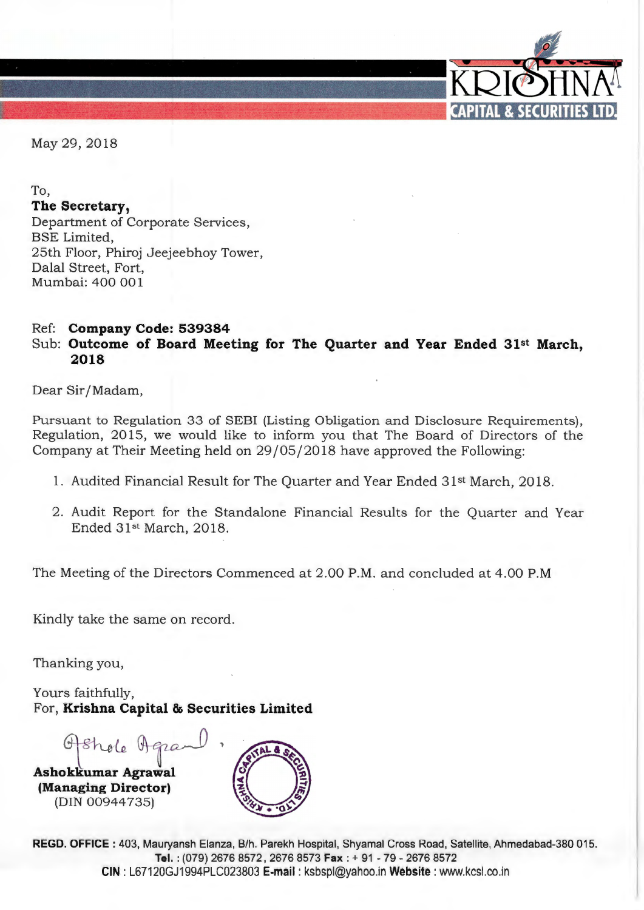KRISHNA CAPITAL & SECURITIES LTD.

May 29, 2018

To,
**The Secretary,**
Department of Corporate Services,
BSE Limited,
25th Floor, Phiroj Jeejeebhoy Tower,
Dalal Street, Fort,
Mumbai: 400 001

Ref: **Company Code: 539384**
Sub: **Outcome of Board Meeting for The Quarter and Year Ended 31st March, 2018**

Dear Sir/Madam,

Pursuant to Regulation 33 of SEBI (Listing Obligation and Disclosure Requirements), Regulation, 2015, we would like to inform you that The Board of Directors of the Company at Their Meeting held on 29/05/2018 have approved the Following:

1. Audited Financial Result for The Quarter and Year Ended 31st March, 2018.
2. Audit Report for the Standalone Financial Results for the Quarter and Year Ended 31st March, 2018.

The Meeting of the Directors Commenced at 2.00 P.M. and concluded at 4.00 P.M

Kindly take the same on record.

Thanking you,

Yours faithfully,
For, **Krishna Capital & Securities Limited**

**Ashokkumar Agrawal**
**(Managing Director)**
(DIN 00944735)

**REGD. OFFICE :** 403, Mauryansh Elanza, B/h. Parekh Hospital, Shyamal Cross Road, Satellite, Ahmedabad-380 015.
**Tel. :** (079) 2676 8572, 2676 8573 **Fax :** + 91 - 79 - 2676 8572
**CIN :** L67120GJ1994PLC023803 **E-mail :** ksbspl@yahoo.in **Website :** www.kcsl.co.in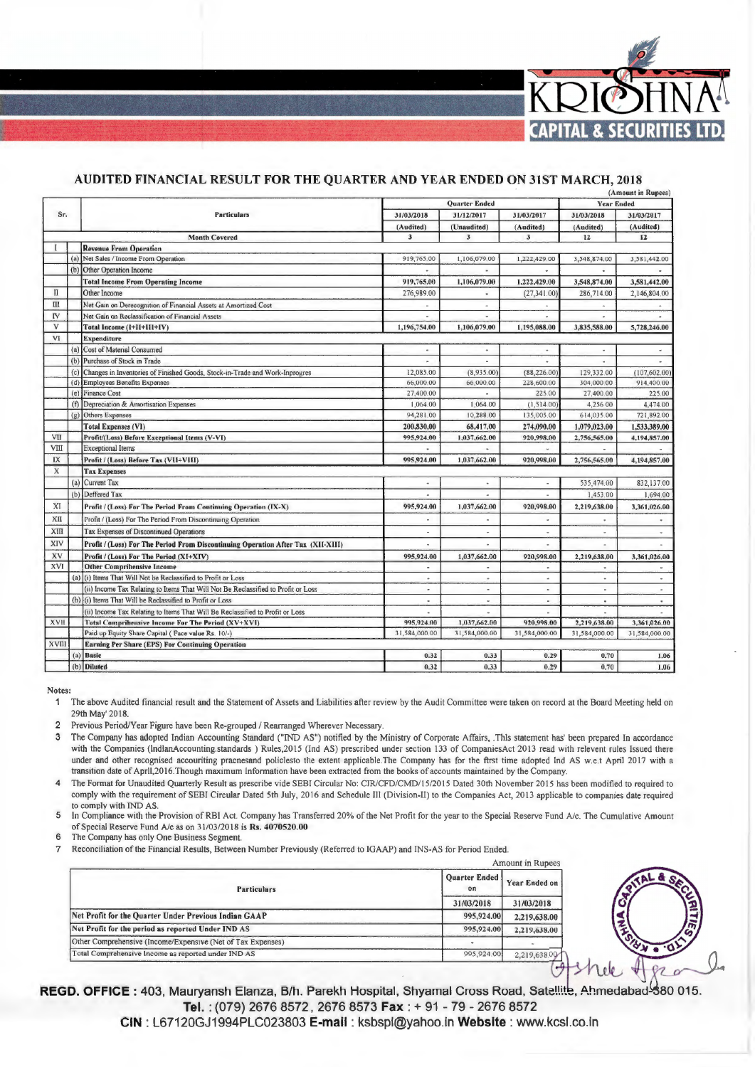# KRISHNA CAPITAL & SECURITIES LTD.

## AUDITED FINANCIAL RESULT FOR THE QUARTER AND YEAR ENDED ON 31ST MARCH, 2018

(Amount in Rupees)

| Sr. | | Particulars | Quarter Ended | | | Year Ended | |
|---|---|---|---|---|---|---|---|
| | | | 31/03/2018 | 31/12/2017 | 31/03/2017 | 31/03/2018 | 31/03/2017 |
| | | | (Audited) | (Unaudited) | (Audited) | (Audited) | (Audited) |
| | | Month Covered | 3 | 3 | 3 | 12 | 12 |
| I | | **Revenue From Operation** | | | | | |
| | (a) | Net Sales / Income From Operation | 919,765.00 | 1,106,079.00 | 1,222,429.00 | 3,548,874.00 | 3,581,442.00 |
| | (b) | Other Operation Income | - | - | - | - | - |
| | | **Total Income From Operating Income** | **919,765.00** | **1,106,079.00** | **1,222,429.00** | **3,548,874.00** | **3,581,442.00** |
| II | | Other Income | 276,989.00 | - | (27,341.00) | 286,714.00 | 2,146,804.00 |
| III | | Net Gain on Derecognition of Financial Assets at Amortized Cost | - | - | - | - | - |
| IV | | Net Gain on Reclassification of Financial Assets | - | - | - | - | - |
| V | | **Total Income (I+II+III+IV)** | **1,196,754.00** | **1,106,079.00** | **1,195,088.00** | **3,835,588.00** | **5,728,246.00** |
| VI | | **Expenditure** | | | | | |
| | (a) | Cost of Material Consumed | - | - | - | - | - |
| | (b) | Purchase of Stock in Trade | - | - | - | - | - |
| | (c) | Changes in Inventories of Finished Goods, Stock-in-Trade and Work-Inprogres | 12,085.00 | (8,935.00) | (88,226.00) | 129,332.00 | (107,602.00) |
| | (d) | Employees Benefits Expenses | 66,000.00 | 66,000.00 | 228,600.00 | 304,000.00 | 914,400.00 |
| | (e) | Finance Cost | 27,400.00 | - | 225.00 | 27,400.00 | 225.00 |
| | (f) | Depreciation & Amortisation Expenses | 1,064.00 | 1,064.00 | (1,514.00) | 4,256.00 | 4,474.00 |
| | (g) | Others Expenses | 94,281.00 | 10,288.00 | 135,005.00 | 614,035.00 | 721,892.00 |
| | | **Total Expenses (VI)** | **200,830.00** | **68,417.00** | **274,090.00** | **1,079,023.00** | **1,533,389.00** |
| VII | | **Profit/(Loss) Before Exceptional Items (V-VI)** | **995,924.00** | **1,037,662.00** | **920,998.00** | **2,756,565.00** | **4,194,857.00** |
| VIII | | Exceptional Items | - | - | - | - | - |
| IX | | **Profit / (Loss) Before Tax (VII-VIII)** | **995,924.00** | **1,037,662.00** | **920,998.00** | **2,756,565.00** | **4,194,857.00** |
| X | | **Tax Expenses** | | | | | |
| | (a) | Current Tax | - | - | - | 535,474.00 | 832,137.00 |
| | (b) | Deffered Tax | - | - | - | 1,453.00 | 1,694.00 |
| XI | | **Profit / (Loss) For The Period From Continuing Operation (IX-X)** | **995,924.00** | **1,037,662.00** | **920,998.00** | **2,219,638.00** | **3,361,026.00** |
| XII | | Profit / (Loss) For The Period From Discontinuing Operation | - | - | - | - | - |
| XIII | | Tax Expenses of Discontinued Operations | - | - | - | - | - |
| XIV | | **Profit / (Loss) For The Period From Discontinuing Operation After Tax (XII-XIII)** | - | - | - | - | - |
| XV | | **Profit / (Loss) For The Period (XI+XIV)** | **995,924.00** | **1,037,662.00** | **920,998.00** | **2,219,638.00** | **3,361,026.00** |
| XVI | | **Other Comprehensive Income** | - | - | - | - | - |
| | (a) | (i) Items That Will Not be Reclassified to Profit or Loss | - | - | - | - | - |
| | | (ii) Income Tax Relating to Items That Will Not Be Reclassified to Profit or Loss | - | - | - | - | - |
| | (b) | (i) Items That Will be Reclassified to Profit or Loss | - | - | - | - | - |
| | | (ii) Income Tax Relating to Items That Will Be Reclassified to Profit or Loss | - | - | - | - | - |
| XVII | | **Total Comprehensive Income For The Period (XV+XVI)** | 995,924.00 | 1,037,662.00 | 920,998.00 | 2,219,638.00 | 3,361,026.00 |
| | | Paid up Equity Share Capital ( Face value Rs. 10/-) | 31,584,000.00 | 31,584,000.00 | 31,584,000.00 | 31,584,000.00 | 31,584,000.00 |
| XVIII | | **Earning Per Share (EPS) For Continuing Operation** | | | | | |
| | (a) | **Basic** | 0.32 | 0.33 | 0.29 | 0.70 | 1.06 |
| | (b) | **Diluted** | 0.32 | 0.33 | 0.29 | 0.70 | 1.06 |

**Notes:**

1. The above Audited financial result and the Statement of Assets and Liabilities after review by the Audit Committee were taken on record at the Board Meeting held on 29th May' 2018.
2. Previous Period/Year Figure have been Re-grouped / Rearranged Wherever Necessary.
3. The Company has adopted Indian Accounting Standard ("IND AS") notified by the Ministry of Corporate Affairs, .This statement has' been prepared In accordance with the Companies (IndlanAccounting standards ) Rules,2015 (Ind AS) prescribed under section 133 of CompaniesAct 2013 read with relevent rules Issued there under and other recognised accouriting pracnesand policlesto the extent applicable.The Company has for the ftrst time adopted Ind AS w.e.t April 2017 with a transition date of Aprll,2016.Though maximum Information have been extracted from the books of accounts maintained by the Company.
4. The Format for Unaudited Quarterly Result as prescribe vide SEBI Circular No: CIR/CFD/CMD/15/2015 Dated 30th November 2015 has been modified to required to comply with the requirement of SEBI Circular Dated 5th July, 2016 and Schedule III (Division-II) to the Companies Act, 2013 applicable to companies date required to comply with IND AS.
5. In Compliance with the Provision of RBI Act. Company has Transferred 20% of the Net Profit for the year to the Special Reserve Fund A/c. The Cumulative Amount of Special Reserve Fund A/c as on 31/03/2018 is **Rs. 4070520.00**
6. The Company has only One Business Segment.
7. Reconciliation of the Financial Results, Between Number Previously (Referred to IGAAP) and INS-AS for Period Ended.

Amount in Rupees

| Particulars | Quarter Ended on | Year Ended on |
|---|---|---|
| | 31/03/2018 | 31/03/2018 |
| **Net Profit for the Quarter Under Previous Indian GAAP** | 995,924.00 | 2,219,638.00 |
| **Net Profit for the period as reported Under IND AS** | 995,924.00 | 2,219,638.00 |
| Other Comprehensive (Income/Expensive (Net of Tax Expenses) | - | - |
| Total Comprehensive Income as reported under IND AS | 995,924.00 | 2,219,638.00 |

**REGD. OFFICE :** 403, Mauryansh Elanza, B/h. Parekh Hospital, Shyamal Cross Road, Satellite, Ahmedabad-380 015.
**Tel. :** (079) 2676 8572, 2676 8573 **Fax :** + 91 - 79 - 2676 8572
**CIN :** L67120GJ1994PLC023803 **E-mail :** ksbspl@yahoo.in **Website :** www.kcsl.co.in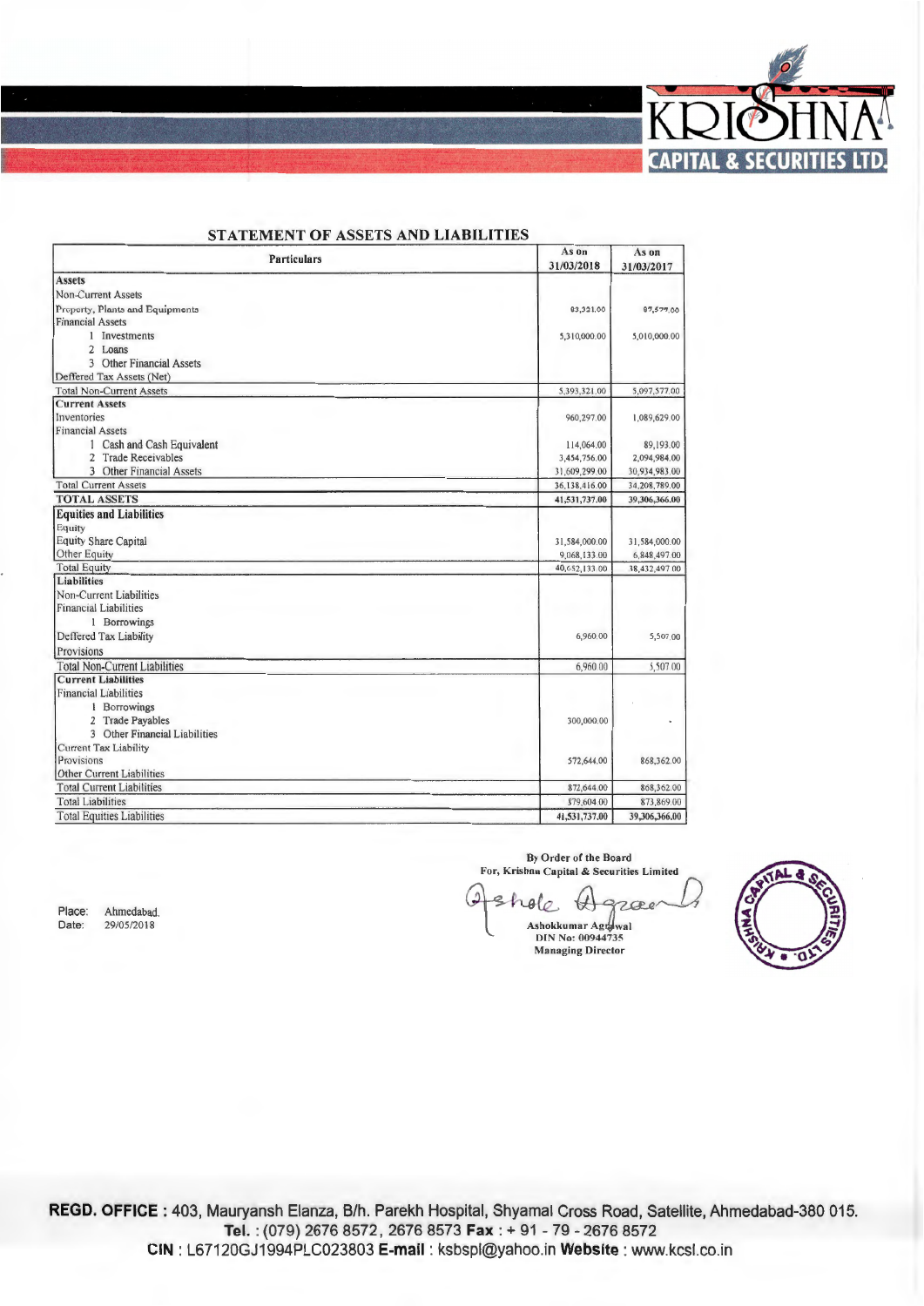# KRISHNA CAPITAL & SECURITIES LTD.

## STATEMENT OF ASSETS AND LIABILITIES

| Particulars | As on 31/03/2018 | As on 31/03/2017 |
|---|---|---|
| **Assets** | | |
| Non-Current Assets | | |
| Property, Plants and Equipments | 83,321.00 | 87,577.00 |
| Financial Assets | | |
| 1 Investments | 5,310,000.00 | 5,010,000.00 |
| 2 Loans | | |
| 3 Other Financial Assets | | |
| Deffered Tax Assets (Net) | | |
| Total Non-Current Assets | 5,393,321.00 | 5,097,577.00 |
| **Current Assets** | | |
| Inventories | 960,297.00 | 1,089,629.00 |
| Financial Assets | | |
| 1 Cash and Cash Equivalent | 114,064.00 | 89,193.00 |
| 2 Trade Receivables | 3,454,756.00 | 2,094,984.00 |
| 3 Other Financial Assets | 31,609,299.00 | 30,934,983.00 |
| Total Current Assets | 36,138,416.00 | 34,208,789.00 |
| **TOTAL ASSETS** | **41,531,737.00** | **39,306,366.00** |
| **Equities and Liabilities** | | |
| Equity | | |
| Equity Share Capital | 31,584,000.00 | 31,584,000.00 |
| Other Equity | 9,068,133.00 | 6,848,497.00 |
| Total Equity | 40,652,133.00 | 38,432,497.00 |
| **Liabilities** | | |
| Non-Current Liabilities | | |
| Financial Liabilities | | |
| 1 Borrowings | | |
| Deffered Tax Liability | 6,960.00 | 5,507.00 |
| Provisions | | |
| Total Non-Current Liabilities | 6,960.00 | 5,507.00 |
| **Current Liabilities** | | |
| Financial Liabilities | | |
| 1 Borrowings | | |
| 2 Trade Payables | 300,000.00 | - |
| 3 Other Financial Liabilities | | |
| Current Tax Liability | | |
| Provisions | 572,644.00 | 868,362.00 |
| Other Current Liabilities | | |
| Total Current Liabilities | 872,644.00 | 868,362.00 |
| Total Liabilities | 879,604.00 | 873,869.00 |
| Total Equities Liabilities | **41,531,737.00** | **39,306,366.00** |

By Order of the Board
For, Krishna Capital & Securities Limited

Ashokkumar Agrawal
DIN No: 00944735
Managing Director

Place: Ahmedabad.
Date: 29/05/2018

**REGD. OFFICE :** 403, Mauryansh Elanza, B/h. Parekh Hospital, Shyamal Cross Road, Satellite, Ahmedabad-380 015.
**Tel. :** (079) 2676 8572, 2676 8573 **Fax :** + 91 - 79 - 2676 8572
**CIN :** L67120GJ1994PLC023803 **E-mail :** ksbspl@yahoo.in **Website :** www.kcsl.co.in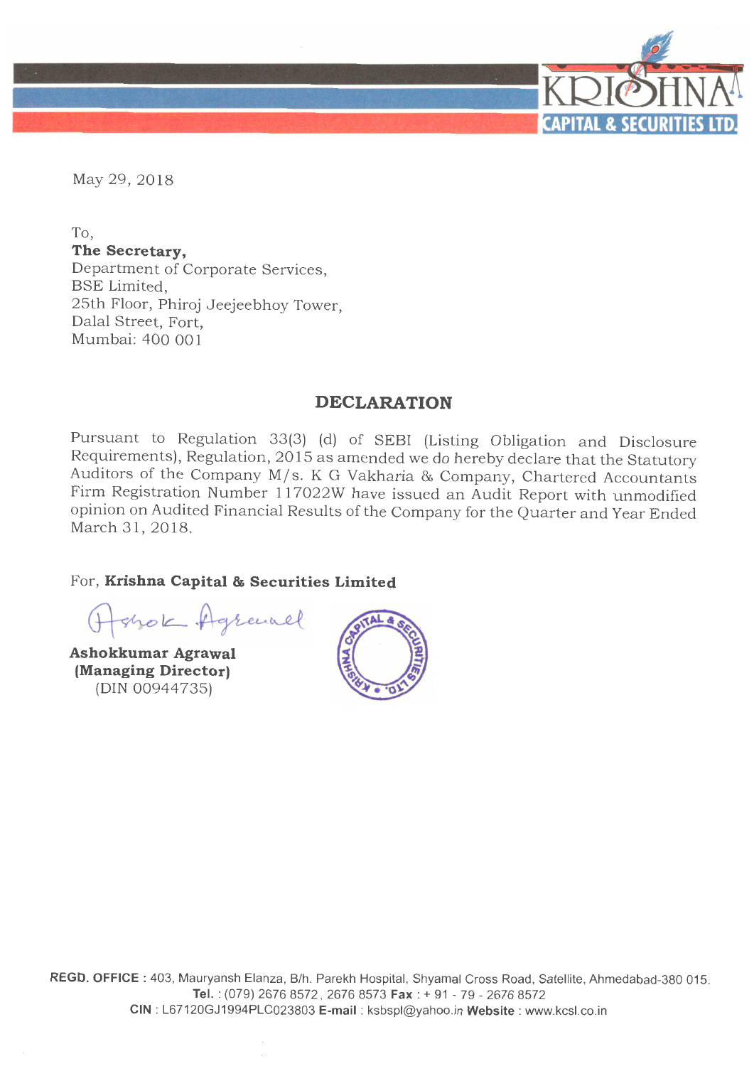May 29, 2018

To,
**The Secretary,**
Department of Corporate Services,
BSE Limited,
25th Floor, Phiroj Jeejeebhoy Tower,
Dalal Street, Fort,
Mumbai: 400 001

## DECLARATION

Pursuant to Regulation 33(3) (d) of SEBI (Listing Obligation and Disclosure Requirements), Regulation, 2015 as amended we do hereby declare that the Statutory Auditors of the Company M/s. K G Vakharia & Company, Chartered Accountants Firm Registration Number 117022W have issued an Audit Report with unmodified opinion on Audited Financial Results of the Company for the Quarter and Year Ended March 31, 2018.

For, **Krishna Capital & Securities Limited**

**Ashokkumar Agrawal**
**(Managing Director)**
(DIN 00944735)

**REGD. OFFICE :** 403, Mauryansh Elanza, B/h. Parekh Hospital, Shyamal Cross Road, Satellite, Ahmedabad-380 015.
**Tel.** : (079) 2676 8572, 2676 8573 **Fax** : + 91 - 79 - 2676 8572
**CIN** : L67120GJ1994PLC023803 **E-mail** : ksbspl@yahoo.in **Website** : www.kcsl.co.in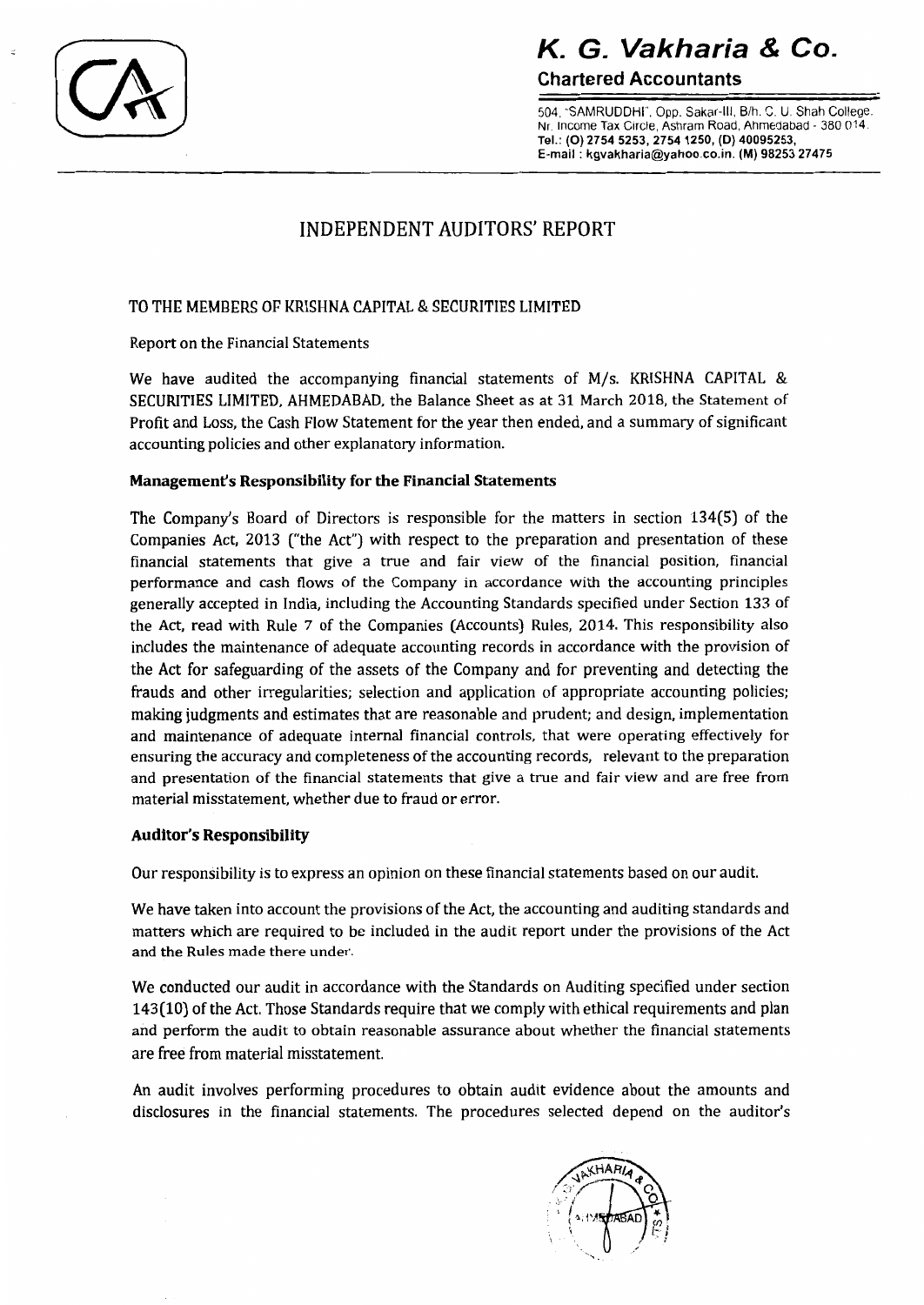# K. G. Vakharia & Co.

**Chartered Accountants**

504, "SAMRUDDHI", Opp. Sakar-III, B/h. C. U. Shah College, Nr. Income Tax Circle, Ashram Road, Ahmedabad - 380 014.
Tel.: (O) 2754 5253, 2754 1250, (D) 40095253,
E-mail : kgvakharia@yahoo.co.in. (M) 98253 27475

## INDEPENDENT AUDITORS' REPORT

TO THE MEMBERS OF KRISHNA CAPITAL & SECURITIES LIMITED

Report on the Financial Statements

We have audited the accompanying financial statements of M/s. KRISHNA CAPITAL & SECURITIES LIMITED, AHMEDABAD, the Balance Sheet as at 31 March 2018, the Statement of Profit and Loss, the Cash Flow Statement for the year then ended, and a summary of significant accounting policies and other explanatory information.

### Management's Responsibility for the Financial Statements

The Company's Board of Directors is responsible for the matters in section 134(5) of the Companies Act, 2013 ("the Act") with respect to the preparation and presentation of these financial statements that give a true and fair view of the financial position, financial performance and cash flows of the Company in accordance with the accounting principles generally accepted in India, including the Accounting Standards specified under Section 133 of the Act, read with Rule 7 of the Companies (Accounts) Rules, 2014. This responsibility also includes the maintenance of adequate accounting records in accordance with the provision of the Act for safeguarding of the assets of the Company and for preventing and detecting the frauds and other irregularities; selection and application of appropriate accounting policies; making judgments and estimates that are reasonable and prudent; and design, implementation and maintenance of adequate internal financial controls, that were operating effectively for ensuring the accuracy and completeness of the accounting records, relevant to the preparation and presentation of the financial statements that give a true and fair view and are free from material misstatement, whether due to fraud or error.

### Auditor's Responsibility

Our responsibility is to express an opinion on these financial statements based on our audit.

We have taken into account the provisions of the Act, the accounting and auditing standards and matters which are required to be included in the audit report under the provisions of the Act and the Rules made there under.

We conducted our audit in accordance with the Standards on Auditing specified under section 143(10) of the Act. Those Standards require that we comply with ethical requirements and plan and perform the audit to obtain reasonable assurance about whether the financial statements are free from material misstatement.

An audit involves performing procedures to obtain audit evidence about the amounts and disclosures in the financial statements. The procedures selected depend on the auditor's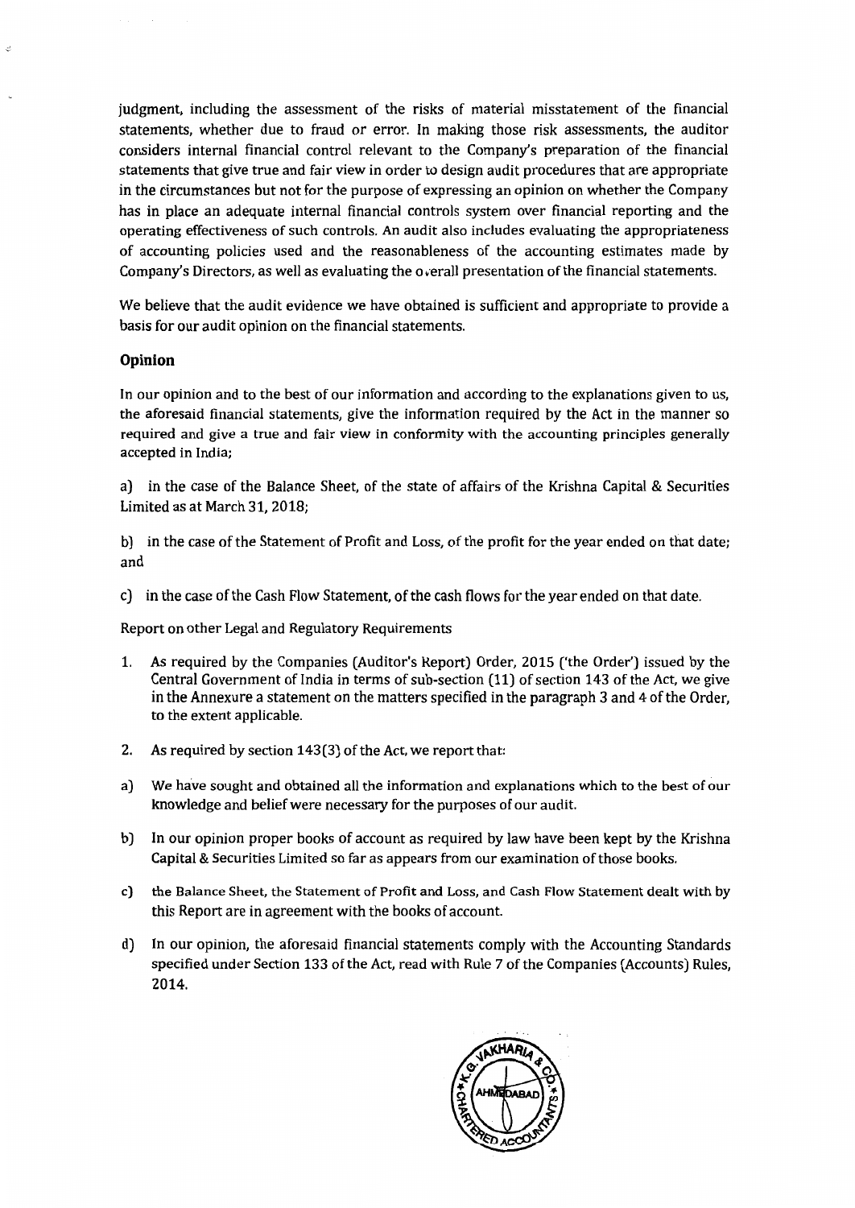judgment, including the assessment of the risks of material misstatement of the financial statements, whether due to fraud or error. In making those risk assessments, the auditor considers internal financial control relevant to the Company's preparation of the financial statements that give true and fair view in order to design audit procedures that are appropriate in the circumstances but not for the purpose of expressing an opinion on whether the Company has in place an adequate internal financial controls system over financial reporting and the operating effectiveness of such controls. An audit also includes evaluating the appropriateness of accounting policies used and the reasonableness of the accounting estimates made by Company's Directors, as well as evaluating the overall presentation of the financial statements.

We believe that the audit evidence we have obtained is sufficient and appropriate to provide a basis for our audit opinion on the financial statements.

## Opinion

In our opinion and to the best of our information and according to the explanations given to us, the aforesaid financial statements, give the information required by the Act in the manner so required and give a true and fair view in conformity with the accounting principles generally accepted in India;

a) in the case of the Balance Sheet, of the state of affairs of the Krishna Capital & Securities Limited as at March 31, 2018;

b) in the case of the Statement of Profit and Loss, of the profit for the year ended on that date; and

c) in the case of the Cash Flow Statement, of the cash flows for the year ended on that date.

Report on other Legal and Regulatory Requirements

1. As required by the Companies (Auditor's Report) Order, 2015 ('the Order') issued by the Central Government of India in terms of sub-section (11) of section 143 of the Act, we give in the Annexure a statement on the matters specified in the paragraph 3 and 4 of the Order, to the extent applicable.

2. As required by section 143(3) of the Act, we report that:

a) We have sought and obtained all the information and explanations which to the best of our knowledge and belief were necessary for the purposes of our audit.

b) In our opinion proper books of account as required by law have been kept by the Krishna Capital & Securities Limited so far as appears from our examination of those books.

c) the Balance Sheet, the Statement of Profit and Loss, and Cash Flow Statement dealt with by this Report are in agreement with the books of account.

d) In our opinion, the aforesaid financial statements comply with the Accounting Standards specified under Section 133 of the Act, read with Rule 7 of the Companies (Accounts) Rules, 2014.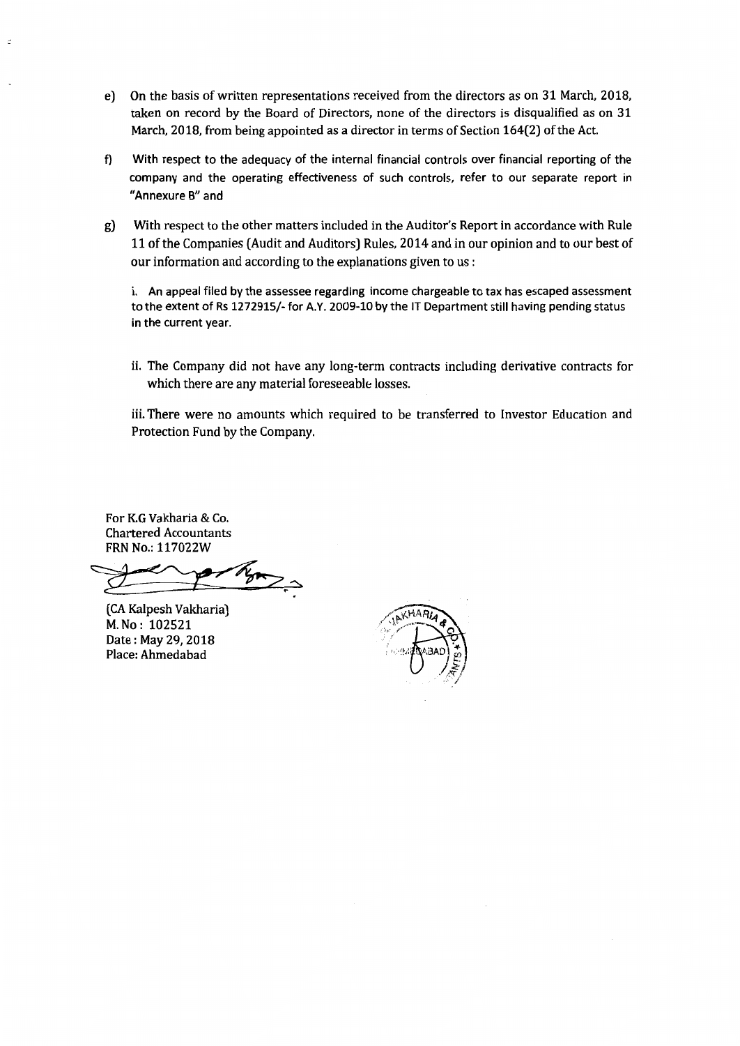e) On the basis of written representations received from the directors as on 31 March, 2018, taken on record by the Board of Directors, none of the directors is disqualified as on 31 March, 2018, from being appointed as a director in terms of Section 164(2) of the Act.

f) With respect to the adequacy of the internal financial controls over financial reporting of the company and the operating effectiveness of such controls, refer to our separate report in "Annexure B" and

g) With respect to the other matters included in the Auditor's Report in accordance with Rule 11 of the Companies (Audit and Auditors) Rules, 2014 and in our opinion and to our best of our information and according to the explanations given to us :

i. An appeal filed by the assessee regarding income chargeable to tax has escaped assessment to the extent of Rs 1272915/- for A.Y. 2009-10 by the IT Department still having pending status in the current year.

ii. The Company did not have any long-term contracts including derivative contracts for which there are any material foreseeable losses.

iii. There were no amounts which required to be transferred to Investor Education and Protection Fund by the Company.

For K.G Vakharia & Co.
Chartered Accountants
FRN No.: 117022W

(CA Kalpesh Vakharia)
M. No : 102521
Date : May 29, 2018
Place: Ahmedabad